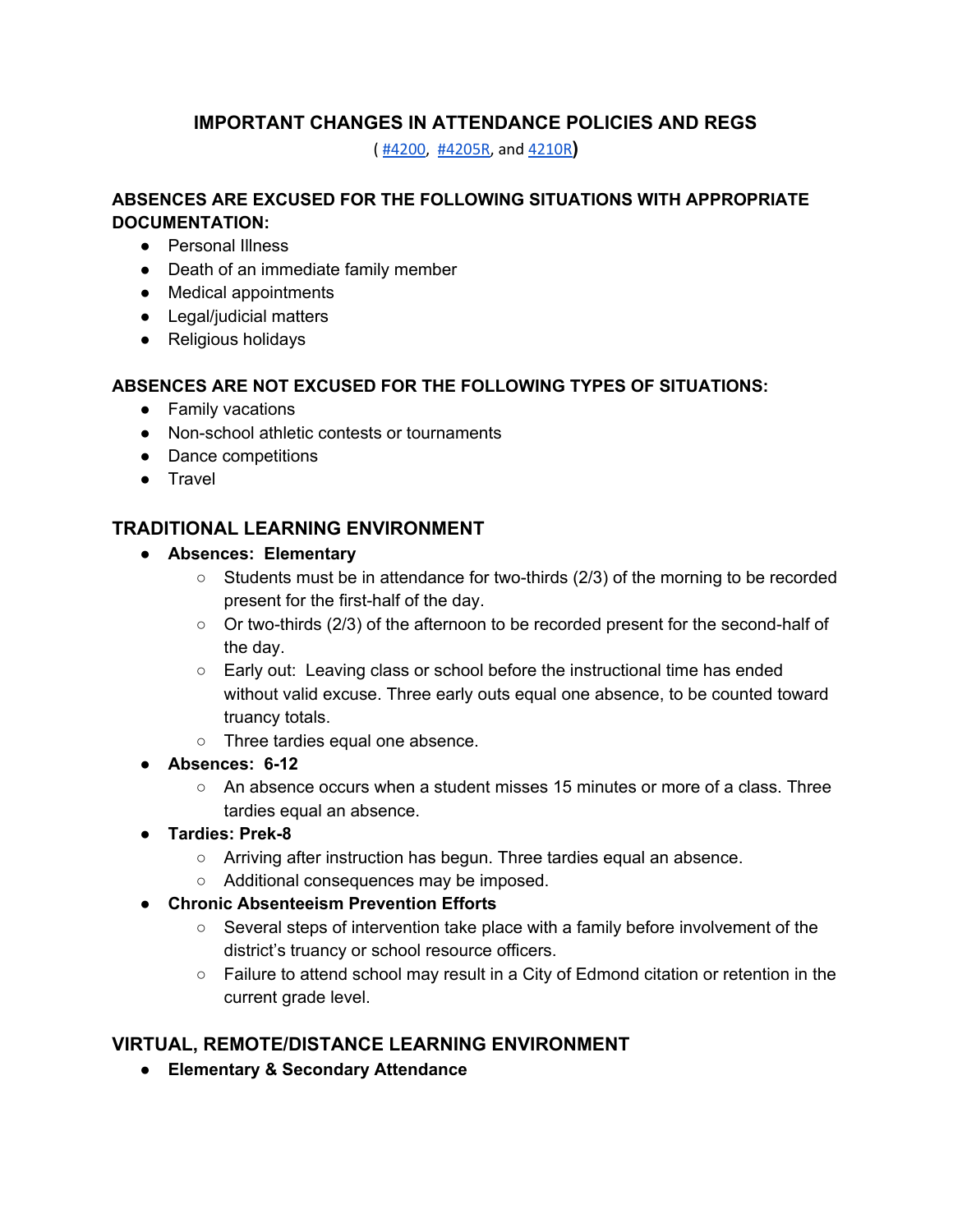# IMPORTANT CHANGES IN ATTENDANCE POLICIES AND REGS

( [#4200](), [#4205R](), and [4210R]())

### ABSENCES ARE EXCUSED FOR THE FOLLOWING SITUATIONS WITH APPROPRIATE DOCUMENTATION:

- Personal Illness
- Death of an immediate family member
- Medical appointments
- Legal/judicial matters
- Religious holidays

### ABSENCES ARE NOT EXCUSED FOR THE FOLLOWING TYPES OF SITUATIONS:

- Family vacations
- Non-school athletic contests or tournaments
- Dance competitions
- Travel

## TRADITIONAL LEARNING ENVIRONMENT

- **Absences: Elementary**
  - Students must be in attendance for two-thirds (2/3) of the morning to be recorded present for the first-half of the day.
  - Or two-thirds (2/3) of the afternoon to be recorded present for the second-half of the day.
  - Early out: Leaving class or school before the instructional time has ended without valid excuse. Three early outs equal one absence, to be counted toward truancy totals.
  - Three tardies equal one absence.
- **Absences: 6-12**
  - An absence occurs when a student misses 15 minutes or more of a class. Three tardies equal an absence.
- **Tardies: Prek-8**
  - Arriving after instruction has begun. Three tardies equal an absence.
  - Additional consequences may be imposed.
- **Chronic Absenteeism Prevention Efforts**
  - Several steps of intervention take place with a family before involvement of the district's truancy or school resource officers.
  - Failure to attend school may result in a City of Edmond citation or retention in the current grade level.

## VIRTUAL, REMOTE/DISTANCE LEARNING ENVIRONMENT

- **Elementary & Secondary Attendance**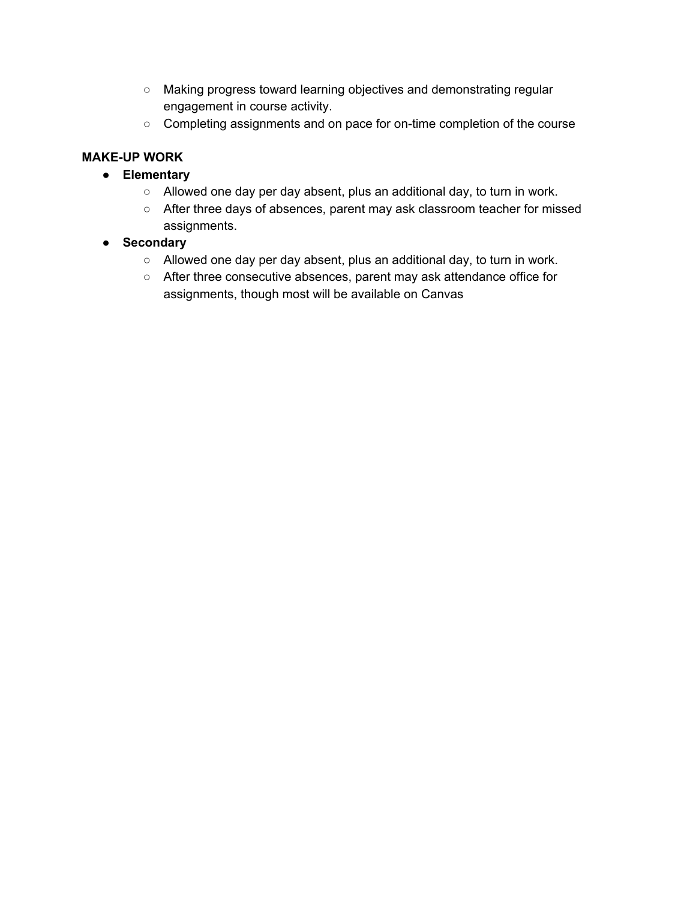- Making progress toward learning objectives and demonstrating regular engagement in course activity.
  - Completing assignments and on pace for on-time completion of the course

**MAKE-UP WORK**

- **Elementary**
  - Allowed one day per day absent, plus an additional day, to turn in work.
  - After three days of absences, parent may ask classroom teacher for missed assignments.
- **Secondary**
  - Allowed one day per day absent, plus an additional day, to turn in work.
  - After three consecutive absences, parent may ask attendance office for assignments, though most will be available on Canvas